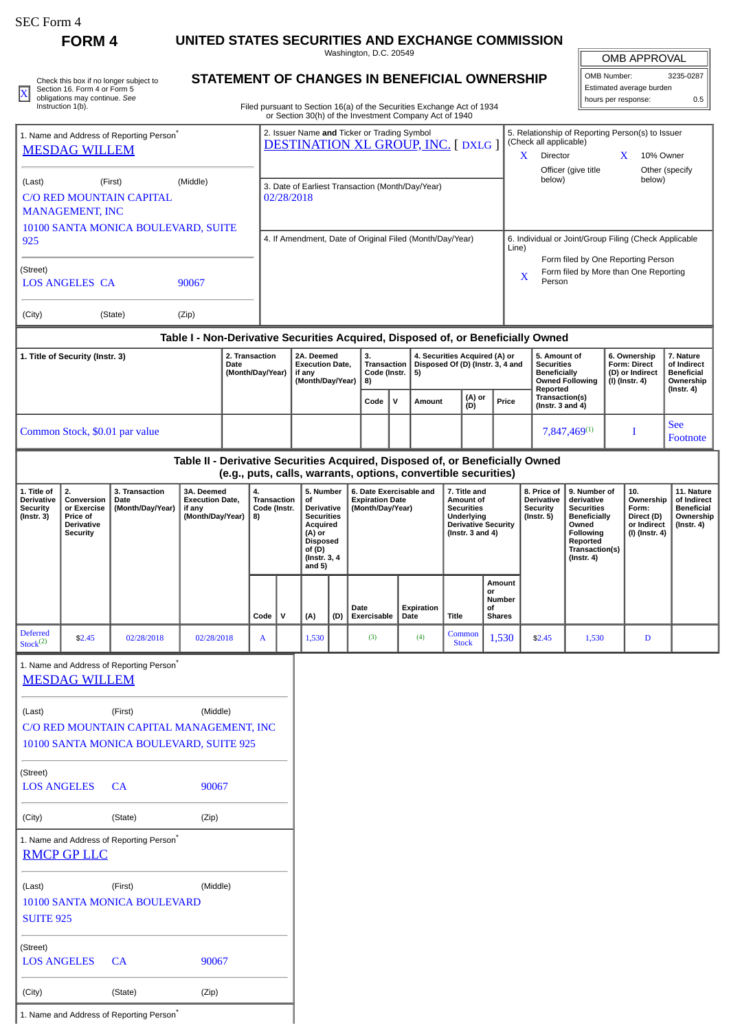SEC Form 4

**FORM 4**

# UNITED STATES SECURITIES AND EXCHANGE COMMISSION

Washington, D.C. 20549

## STATEMENT OF CHANGES IN BENEFICIAL OWNERSHIP

Filed pursuant to Section 16(a) of the Securities Exchange Act of 1934 or Section 30(h) of the Investment Company Act of 1940

| OMB APPROVAL | |
|---|---|
| OMB Number: | 3235-0287 |
| Estimated average burden | |
| hours per response: | 0.5 |

[X] Check this box if no longer subject to Section 16. Form 4 or Form 5 obligations may continue. *See* Instruction 1(b).

| 1. Name and Address of Reporting Person* | 2. Issuer Name and Ticker or Trading Symbol | 5. Relationship of Reporting Person(s) to Issuer (Check all applicable) |
|---|---|---|
| MESDAG WILLEM | DESTINATION XL GROUP, INC. [ DXLG ] | X Director; X 10% Owner; Officer (give title below); Other (specify below) |
| (Last) (First) (Middle) C/O RED MOUNTAIN CAPITAL MANAGEMENT, INC 10100 SANTA MONICA BOULEVARD, SUITE 925 | 3. Date of Earliest Transaction (Month/Day/Year) 02/28/2018 | |
| (Street) LOS ANGELES CA 90067 (City) (State) (Zip) | 4. If Amendment, Date of Original Filed (Month/Day/Year) | 6. Individual or Joint/Group Filing (Check Applicable Line): Form filed by One Reporting Person; X Form filed by More than One Reporting Person |

### Table I - Non-Derivative Securities Acquired, Disposed of, or Beneficially Owned

| 1. Title of Security (Instr. 3) | 2. Transaction Date (Month/Day/Year) | 2A. Deemed Execution Date, if any (Month/Day/Year) | 3. Transaction Code (Instr. 8) | | 4. Securities Acquired (A) or Disposed Of (D) (Instr. 3, 4 and 5) | | | 5. Amount of Securities Beneficially Owned Following Reported Transaction(s) (Instr. 3 and 4) | 6. Ownership Form: Direct (D) or Indirect (I) (Instr. 4) | 7. Nature of Indirect Beneficial Ownership (Instr. 4) |
|---|---|---|---|---|---|---|---|---|---|---|
| | | | Code | V | Amount | (A) or (D) | Price | | | |
| Common Stock, $0.01 par value | | | | | | | | 7,847,469[1] | I | See Footnote |

### Table II - Derivative Securities Acquired, Disposed of, or Beneficially Owned (e.g., puts, calls, warrants, options, convertible securities)

| 1. Title of Derivative Security (Instr. 3) | 2. Conversion or Exercise Price of Derivative Security | 3. Transaction Date (Month/Day/Year) | 3A. Deemed Execution Date, if any (Month/Day/Year) | 4. Transaction Code (Instr. 8) | | 5. Number of Derivative Securities Acquired (A) or Disposed of (D) (Instr. 3, 4 and 5) | | 6. Date Exercisable and Expiration Date (Month/Day/Year) | | 7. Title and Amount of Securities Underlying Derivative Security (Instr. 3 and 4) | | 8. Price of Derivative Security (Instr. 5) | 9. Number of derivative Securities Beneficially Owned Following Reported Transaction(s) (Instr. 4) | 10. Ownership Form: Direct (D) or Indirect (I) (Instr. 4) | 11. Nature of Indirect Beneficial Ownership (Instr. 4) |
|---|---|---|---|---|---|---|---|---|---|---|---|---|---|---|---|
| | | | | Code | V | (A) | (D) | Date Exercisable | Expiration Date | Title | Amount or Number of Shares | | | | |
| Deferred Stock[2] | $2.45 | 02/28/2018 | 02/28/2018 | A | | 1,530 | | (3) | (4) | Common Stock | 1,530 | $2.45 | 1,530 | D | |

1. Name and Address of Reporting Person*
MESDAG WILLEM

(Last) (First) (Middle)
C/O RED MOUNTAIN CAPITAL MANAGEMENT, INC
10100 SANTA MONICA BOULEVARD, SUITE 925

(Street)
LOS ANGELES CA 90067

(City) (State) (Zip)

1. Name and Address of Reporting Person*
RMCP GP LLC

(Last) (First) (Middle)
10100 SANTA MONICA BOULEVARD
SUITE 925

(Street)
LOS ANGELES CA 90067

(City) (State) (Zip)

1. Name and Address of Reporting Person*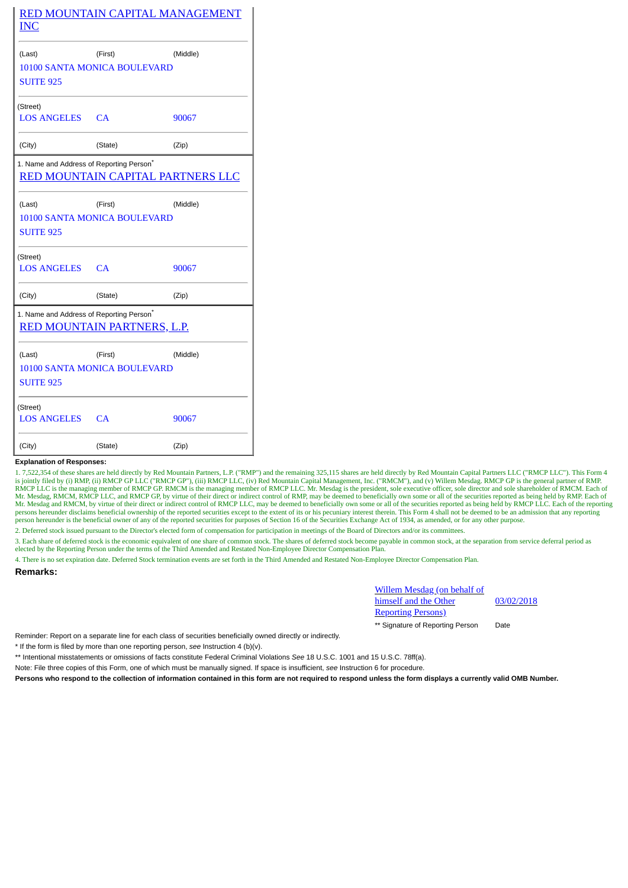RED MOUNTAIN CAPITAL MANAGEMENT INC

| (Last) | (First) | (Middle) |
|---|---|---|
| 10100 SANTA MONICA BOULEVARD SUITE 925 | | |
| (Street) | | |
| LOS ANGELES | CA | 90067 |
| (City) | (State) | (Zip) |

1. Name and Address of Reporting Person*

RED MOUNTAIN CAPITAL PARTNERS LLC

| (Last) | (First) | (Middle) |
|---|---|---|
| 10100 SANTA MONICA BOULEVARD SUITE 925 | | |
| (Street) | | |
| LOS ANGELES | CA | 90067 |
| (City) | (State) | (Zip) |

1. Name and Address of Reporting Person*

RED MOUNTAIN PARTNERS, L.P.

| (Last) | (First) | (Middle) |
|---|---|---|
| 10100 SANTA MONICA BOULEVARD SUITE 925 | | |
| (Street) | | |
| LOS ANGELES | CA | 90067 |
| (City) | (State) | (Zip) |

**Explanation of Responses:**

1. 7,522,354 of these shares are held directly by Red Mountain Partners, L.P. ("RMP") and the remaining 325,115 shares are held directly by Red Mountain Capital Partners LLC ("RMCP LLC"). This Form 4 is jointly filed by (i) RMP, (ii) RMCP GP LLC ("RMCP GP"), (iii) RMCP LLC, (iv) Red Mountain Capital Management, Inc. ("RMCM"), and (v) Willem Mesdag. RMCP GP is the general partner of RMP. RMCP LLC is the managing member of RMCP GP. RMCM is the managing member of RMCP LLC. Mr. Mesdag is the president, sole executive officer, sole director and sole shareholder of RMCM. Each of Mr. Mesdag, RMCM, RMCP LLC, and RMCP GP, by virtue of their direct or indirect control of RMP, may be deemed to beneficially own some or all of the securities reported as being held by RMP. Each of Mr. Mesdag and RMCM, by virtue of their direct or indirect control of RMCP LLC, may be deemed to beneficially own some or all of the securities reported as being held by RMCP LLC. Each of the reporting persons hereunder disclaims beneficial ownership of the reported securities except to the extent of its or his pecuniary interest therein. This Form 4 shall not be deemed to be an admission that any reporting person hereunder is the beneficial owner of any of the reported securities for purposes of Section 16 of the Securities Exchange Act of 1934, as amended, or for any other purpose.

2. Deferred stock issued pursuant to the Director's elected form of compensation for participation in meetings of the Board of Directors and/or its committees.

3. Each share of deferred stock is the economic equivalent of one share of common stock. The shares of deferred stock become payable in common stock, at the separation from service deferral period as elected by the Reporting Person under the terms of the Third Amended and Restated Non-Employee Director Compensation Plan.

4. There is no set expiration date. Deferred Stock termination events are set forth in the Third Amended and Restated Non-Employee Director Compensation Plan.

**Remarks:**

| | |
|---|---|
| Willem Mesdag (on behalf of himself and the Other Reporting Persons) | 03/02/2018 |
| ** Signature of Reporting Person | Date |

Reminder: Report on a separate line for each class of securities beneficially owned directly or indirectly.

\* If the form is filed by more than one reporting person, *see* Instruction 4 (b)(v).

** Intentional misstatements or omissions of facts constitute Federal Criminal Violations *See* 18 U.S.C. 1001 and 15 U.S.C. 78ff(a).

Note: File three copies of this Form, one of which must be manually signed. If space is insufficient, *see* Instruction 6 for procedure.

**Persons who respond to the collection of information contained in this form are not required to respond unless the form displays a currently valid OMB Number.**